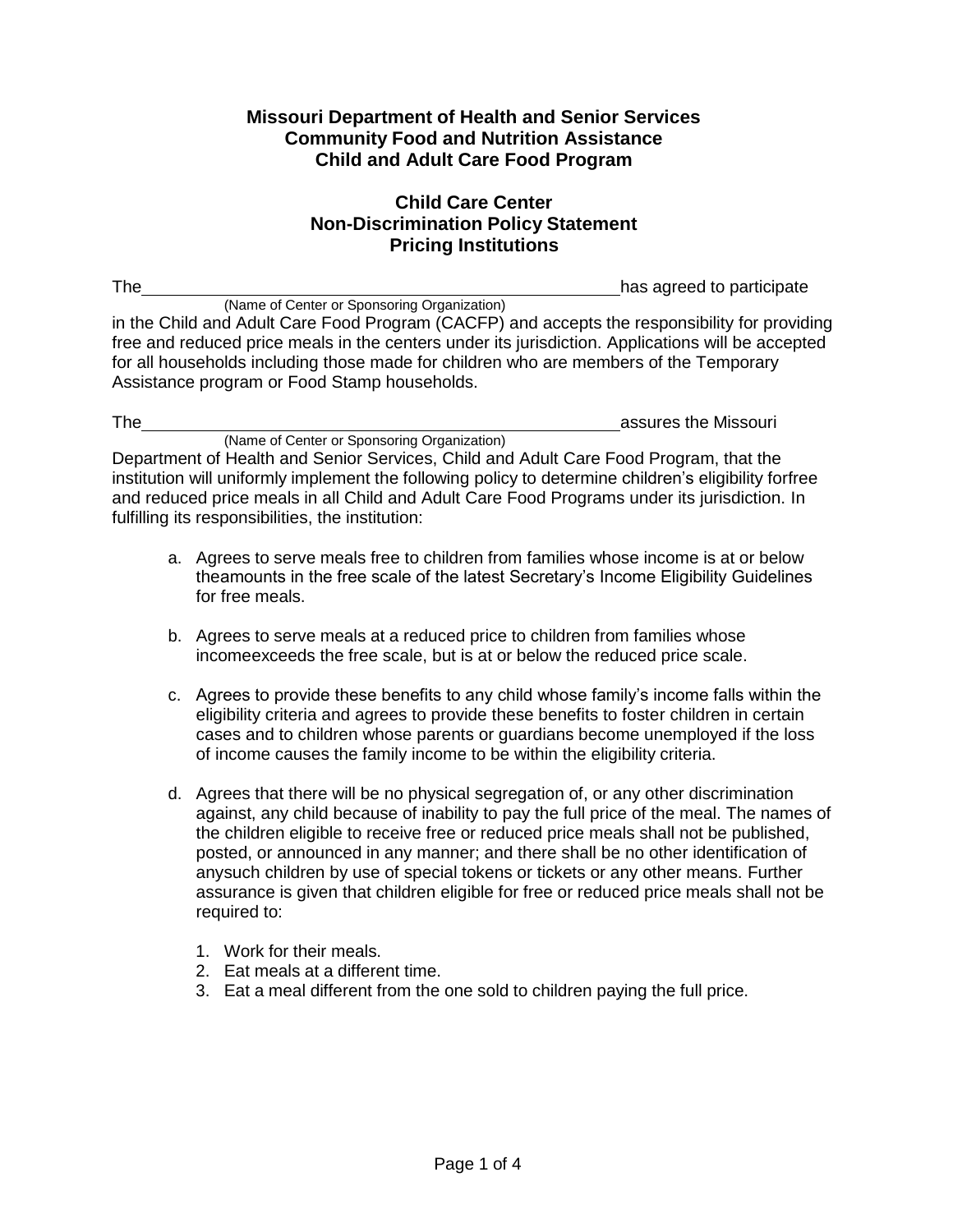**Missouri Department of Health and Senior Services**
**Community Food and Nutrition Assistance**
**Child and Adult Care Food Program**

**Child Care Center**
**Non-Discrimination Policy Statement**
**Pricing Institutions**

The \_\_\_\_\_\_\_\_\_\_\_\_\_\_\_\_\_\_\_\_\_\_\_\_\_\_\_\_\_\_\_\_\_\_\_\_\_\_\_\_\_\_\_\_ has agreed to participate
(Name of Center or Sponsoring Organization)
in the Child and Adult Care Food Program (CACFP) and accepts the responsibility for providing free and reduced price meals in the centers under its jurisdiction. Applications will be accepted for all households including those made for children who are members of the Temporary Assistance program or Food Stamp households.

The \_\_\_\_\_\_\_\_\_\_\_\_\_\_\_\_\_\_\_\_\_\_\_\_\_\_\_\_\_\_\_\_\_\_\_\_\_\_\_\_\_\_\_\_ assures the Missouri
(Name of Center or Sponsoring Organization)
Department of Health and Senior Services, Child and Adult Care Food Program, that the institution will uniformly implement the following policy to determine children's eligibility forfree and reduced price meals in all Child and Adult Care Food Programs under its jurisdiction. In fulfilling its responsibilities, the institution:

a. Agrees to serve meals free to children from families whose income is at or below theamounts in the free scale of the latest Secretary's Income Eligibility Guidelines for free meals.

b. Agrees to serve meals at a reduced price to children from families whose incomeexceeds the free scale, but is at or below the reduced price scale.

c. Agrees to provide these benefits to any child whose family's income falls within the eligibility criteria and agrees to provide these benefits to foster children in certain cases and to children whose parents or guardians become unemployed if the loss of income causes the family income to be within the eligibility criteria.

d. Agrees that there will be no physical segregation of, or any other discrimination against, any child because of inability to pay the full price of the meal. The names of the children eligible to receive free or reduced price meals shall not be published, posted, or announced in any manner; and there shall be no other identification of anysuch children by use of special tokens or tickets or any other means. Further assurance is given that children eligible for free or reduced price meals shall not be required to:

   1. Work for their meals.
   2. Eat meals at a different time.
   3. Eat a meal different from the one sold to children paying the full price.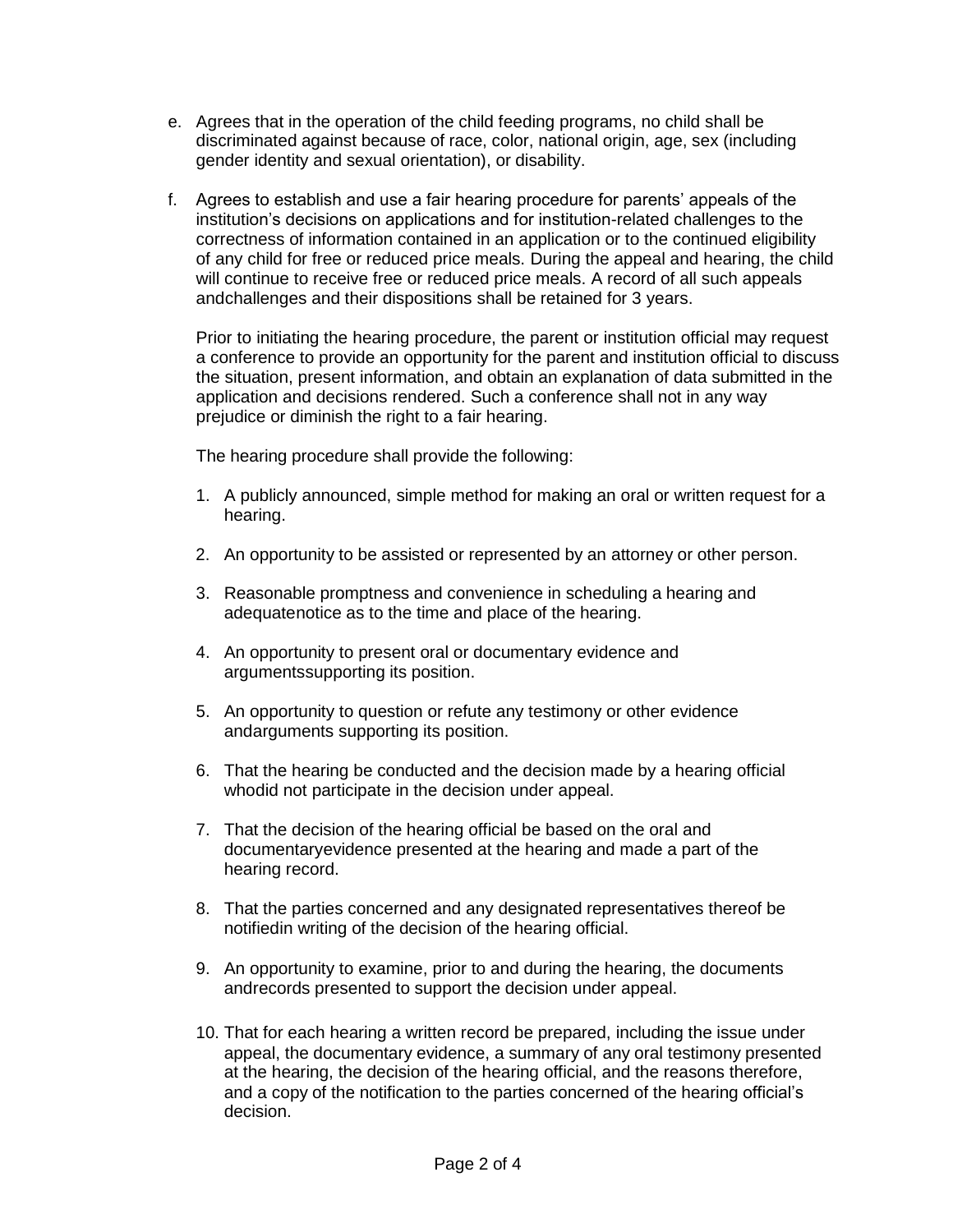e. Agrees that in the operation of the child feeding programs, no child shall be discriminated against because of race, color, national origin, age, sex (including gender identity and sexual orientation), or disability.

f. Agrees to establish and use a fair hearing procedure for parents' appeals of the institution's decisions on applications and for institution-related challenges to the correctness of information contained in an application or to the continued eligibility of any child for free or reduced price meals. During the appeal and hearing, the child will continue to receive free or reduced price meals. A record of all such appeals andchallenges and their dispositions shall be retained for 3 years.

   Prior to initiating the hearing procedure, the parent or institution official may request a conference to provide an opportunity for the parent and institution official to discuss the situation, present information, and obtain an explanation of data submitted in the application and decisions rendered. Such a conference shall not in any way prejudice or diminish the right to a fair hearing.

   The hearing procedure shall provide the following:

   1. A publicly announced, simple method for making an oral or written request for a hearing.

   2. An opportunity to be assisted or represented by an attorney or other person.

   3. Reasonable promptness and convenience in scheduling a hearing and adequatenotice as to the time and place of the hearing.

   4. An opportunity to present oral or documentary evidence and argumentssupporting its position.

   5. An opportunity to question or refute any testimony or other evidence andarguments supporting its position.

   6. That the hearing be conducted and the decision made by a hearing official whodid not participate in the decision under appeal.

   7. That the decision of the hearing official be based on the oral and documentaryevidence presented at the hearing and made a part of the hearing record.

   8. That the parties concerned and any designated representatives thereof be notifiedin writing of the decision of the hearing official.

   9. An opportunity to examine, prior to and during the hearing, the documents andrecords presented to support the decision under appeal.

   10. That for each hearing a written record be prepared, including the issue under appeal, the documentary evidence, a summary of any oral testimony presented at the hearing, the decision of the hearing official, and the reasons therefore, and a copy of the notification to the parties concerned of the hearing official's decision.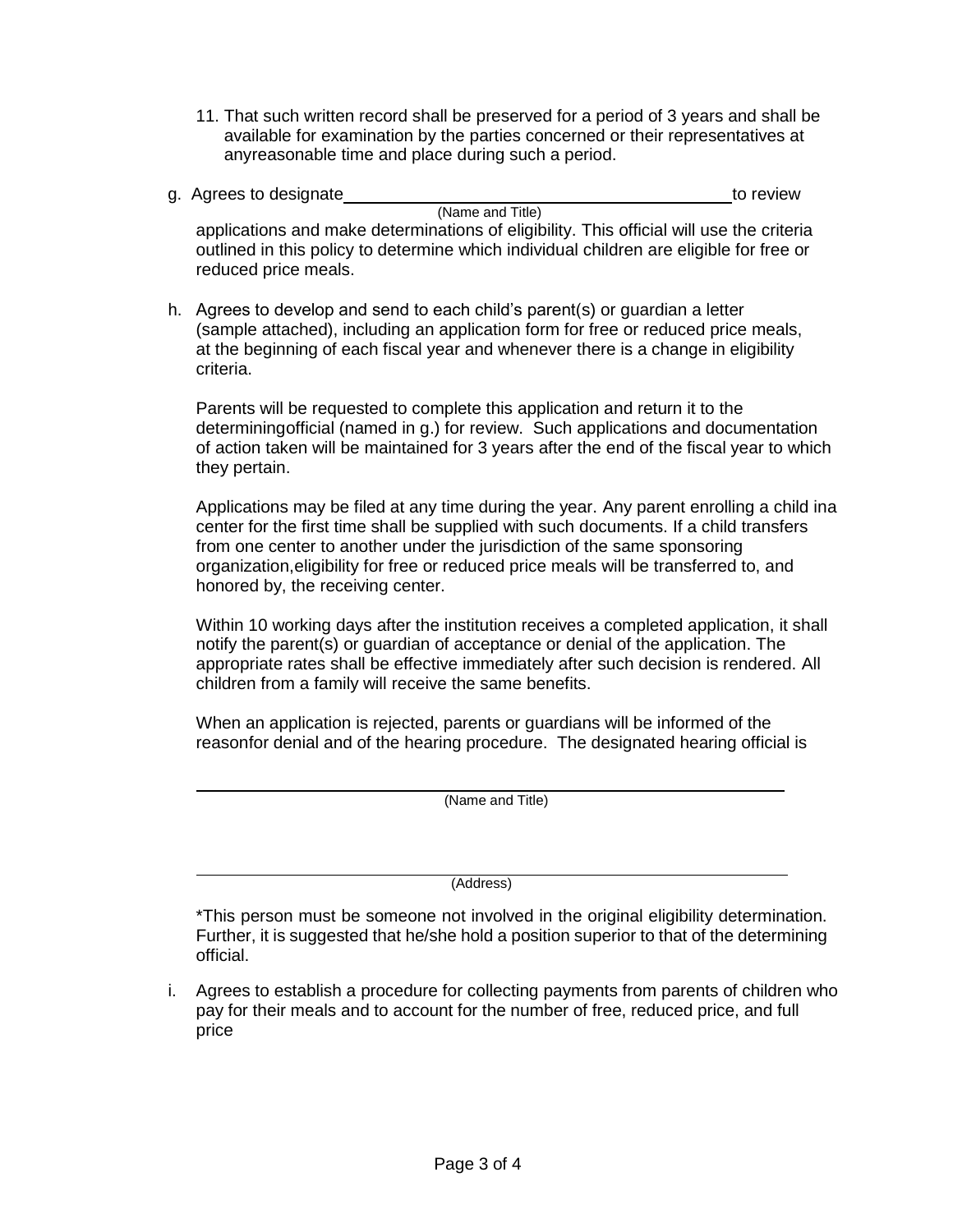11. That such written record shall be preserved for a period of 3 years and shall be available for examination by the parties concerned or their representatives at anyreasonable time and place during such a period.

g. Agrees to designate ______________________________________ to review
(Name and Title)
applications and make determinations of eligibility. This official will use the criteria outlined in this policy to determine which individual children are eligible for free or reduced price meals.

h. Agrees to develop and send to each child's parent(s) or guardian a letter (sample attached), including an application form for free or reduced price meals, at the beginning of each fiscal year and whenever there is a change in eligibility criteria.

   Parents will be requested to complete this application and return it to the determiningofficial (named in g.) for review. Such applications and documentation of action taken will be maintained for 3 years after the end of the fiscal year to which they pertain.

   Applications may be filed at any time during the year. Any parent enrolling a child ina center for the first time shall be supplied with such documents. If a child transfers from one center to another under the jurisdiction of the same sponsoring organization,eligibility for free or reduced price meals will be transferred to, and honored by, the receiving center.

   Within 10 working days after the institution receives a completed application, it shall notify the parent(s) or guardian of acceptance or denial of the application. The appropriate rates shall be effective immediately after such decision is rendered. All children from a family will receive the same benefits.

   When an application is rejected, parents or guardians will be informed of the reasonfor denial and of the hearing procedure. The designated hearing official is

   ______________________________________________________________
   (Name and Title)

   ______________________________________________________________
   (Address)

   *This person must be someone not involved in the original eligibility determination. Further, it is suggested that he/she hold a position superior to that of the determining official.

i. Agrees to establish a procedure for collecting payments from parents of children who pay for their meals and to account for the number of free, reduced price, and full price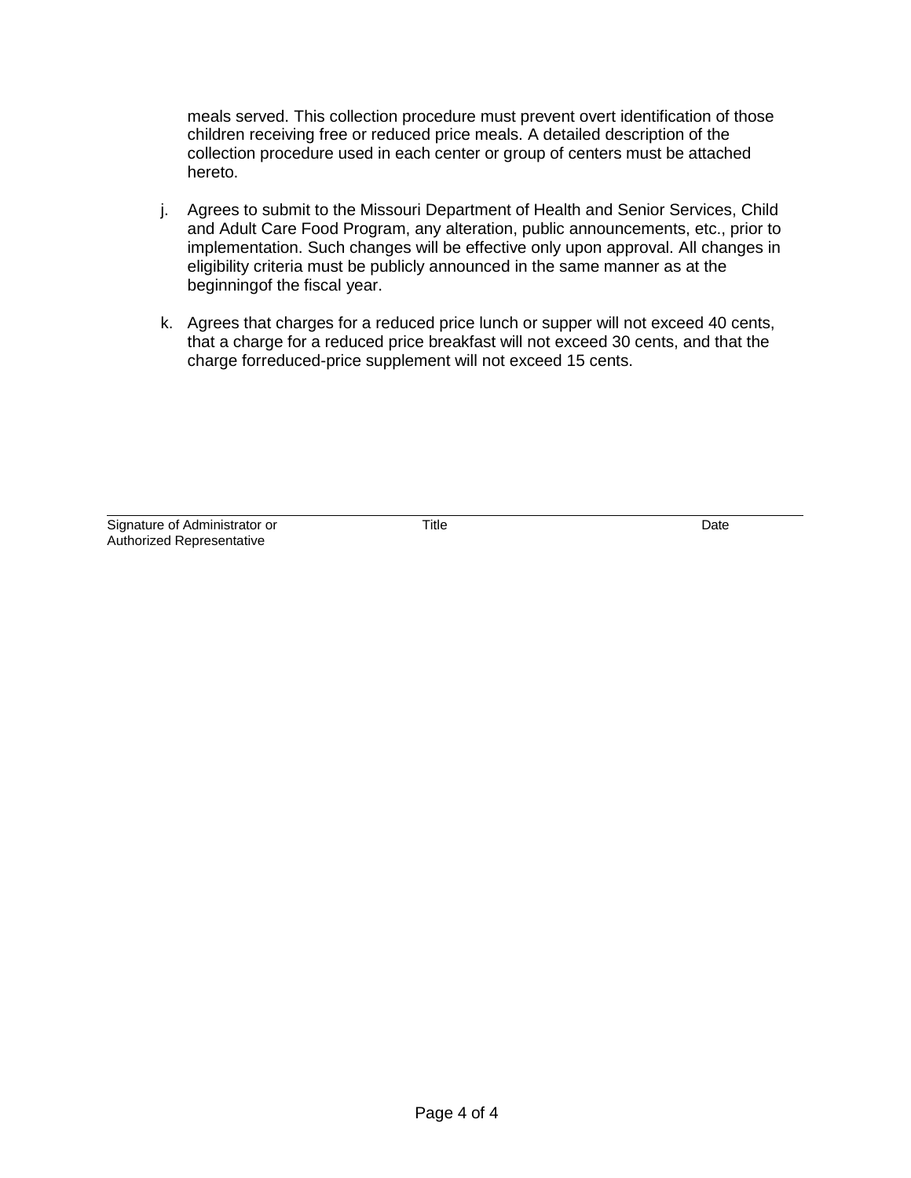meals served. This collection procedure must prevent overt identification of those children receiving free or reduced price meals. A detailed description of the collection procedure used in each center or group of centers must be attached hereto.

j. Agrees to submit to the Missouri Department of Health and Senior Services, Child and Adult Care Food Program, any alteration, public announcements, etc., prior to implementation. Such changes will be effective only upon approval. All changes in eligibility criteria must be publicly announced in the same manner as at the beginningof the fiscal year.

k. Agrees that charges for a reduced price lunch or supper will not exceed 40 cents, that a charge for a reduced price breakfast will not exceed 30 cents, and that the charge forreduced-price supplement will not exceed 15 cents.

| | | |
|---|---|---|
| Signature of Administrator or Authorized Representative | Title | Date |